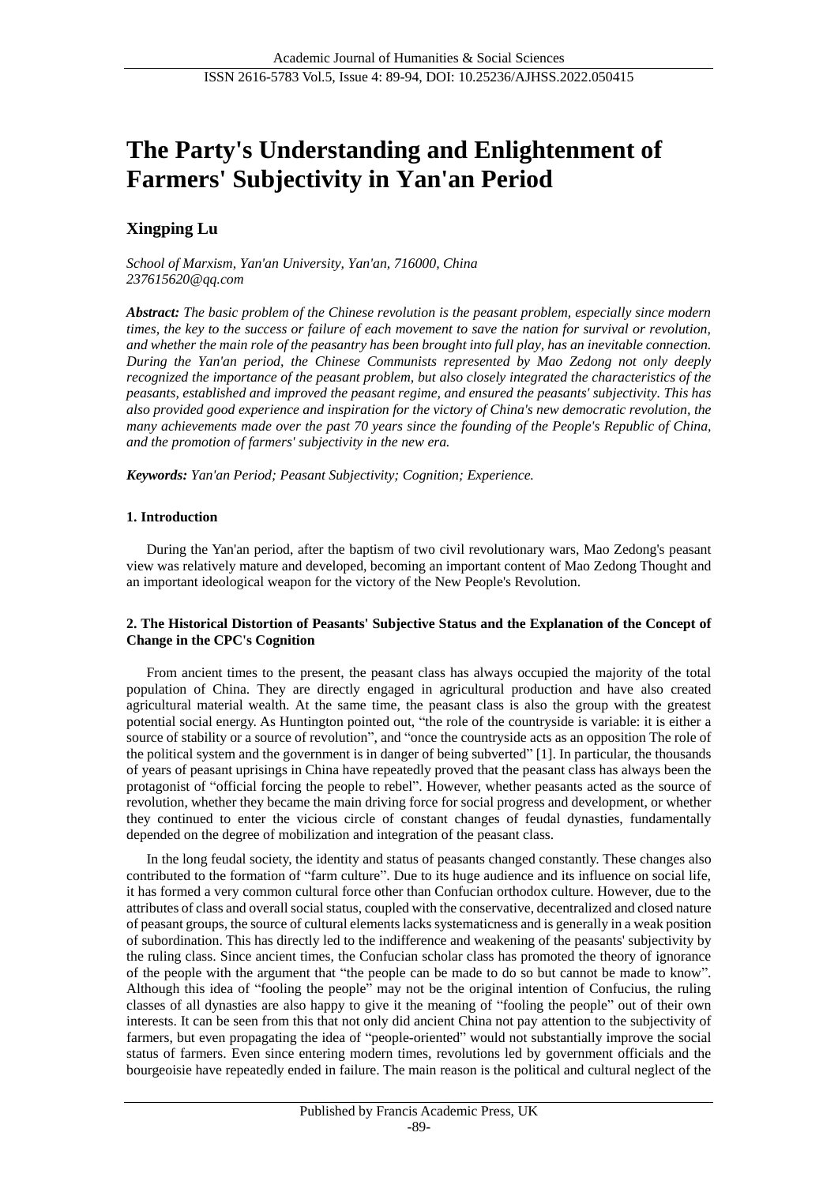# The Party's Understanding and Enlightenment of Farmers' Subjectivity in Yan'an Period

**Xingping Lu**

*School of Marxism, Yan'an University, Yan'an, 716000, China*
*237615620@qq.com*

***Abstract:*** *The basic problem of the Chinese revolution is the peasant problem, especially since modern times, the key to the success or failure of each movement to save the nation for survival or revolution, and whether the main role of the peasantry has been brought into full play, has an inevitable connection. During the Yan'an period, the Chinese Communists represented by Mao Zedong not only deeply recognized the importance of the peasant problem, but also closely integrated the characteristics of the peasants, established and improved the peasant regime, and ensured the peasants' subjectivity. This has also provided good experience and inspiration for the victory of China's new democratic revolution, the many achievements made over the past 70 years since the founding of the People's Republic of China, and the promotion of farmers' subjectivity in the new era.*

***Keywords:*** *Yan'an Period; Peasant Subjectivity; Cognition; Experience.*

## 1. Introduction

During the Yan'an period, after the baptism of two civil revolutionary wars, Mao Zedong's peasant view was relatively mature and developed, becoming an important content of Mao Zedong Thought and an important ideological weapon for the victory of the New People's Revolution.

## 2. The Historical Distortion of Peasants' Subjective Status and the Explanation of the Concept of Change in the CPC's Cognition

From ancient times to the present, the peasant class has always occupied the majority of the total population of China. They are directly engaged in agricultural production and have also created agricultural material wealth. At the same time, the peasant class is also the group with the greatest potential social energy. As Huntington pointed out, "the role of the countryside is variable: it is either a source of stability or a source of revolution", and "once the countryside acts as an opposition The role of the political system and the government is in danger of being subverted" [1]. In particular, the thousands of years of peasant uprisings in China have repeatedly proved that the peasant class has always been the protagonist of "official forcing the people to rebel". However, whether peasants acted as the source of revolution, whether they became the main driving force for social progress and development, or whether they continued to enter the vicious circle of constant changes of feudal dynasties, fundamentally depended on the degree of mobilization and integration of the peasant class.

In the long feudal society, the identity and status of peasants changed constantly. These changes also contributed to the formation of "farm culture". Due to its huge audience and its influence on social life, it has formed a very common cultural force other than Confucian orthodox culture. However, due to the attributes of class and overall social status, coupled with the conservative, decentralized and closed nature of peasant groups, the source of cultural elements lacks systematicness and is generally in a weak position of subordination. This has directly led to the indifference and weakening of the peasants' subjectivity by the ruling class. Since ancient times, the Confucian scholar class has promoted the theory of ignorance of the people with the argument that "the people can be made to do so but cannot be made to know". Although this idea of "fooling the people" may not be the original intention of Confucius, the ruling classes of all dynasties are also happy to give it the meaning of "fooling the people" out of their own interests. It can be seen from this that not only did ancient China not pay attention to the subjectivity of farmers, but even propagating the idea of "people-oriented" would not substantially improve the social status of farmers. Even since entering modern times, revolutions led by government officials and the bourgeoisie have repeatedly ended in failure. The main reason is the political and cultural neglect of the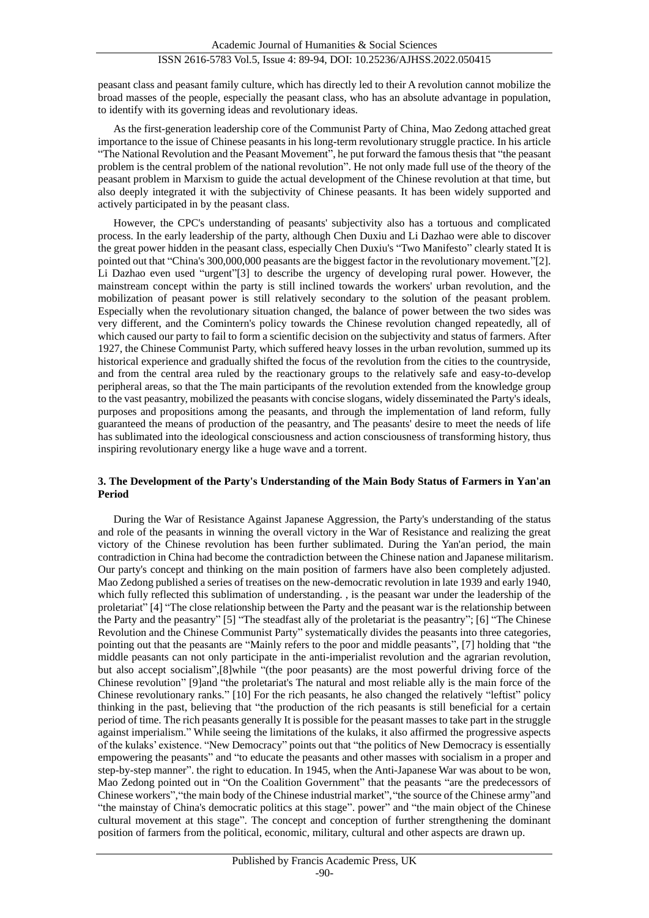peasant class and peasant family culture, which has directly led to their A revolution cannot mobilize the broad masses of the people, especially the peasant class, who has an absolute advantage in population, to identify with its governing ideas and revolutionary ideas.

As the first-generation leadership core of the Communist Party of China, Mao Zedong attached great importance to the issue of Chinese peasants in his long-term revolutionary struggle practice. In his article "The National Revolution and the Peasant Movement", he put forward the famous thesis that "the peasant problem is the central problem of the national revolution". He not only made full use of the theory of the peasant problem in Marxism to guide the actual development of the Chinese revolution at that time, but also deeply integrated it with the subjectivity of Chinese peasants. It has been widely supported and actively participated in by the peasant class.

However, the CPC's understanding of peasants' subjectivity also has a tortuous and complicated process. In the early leadership of the party, although Chen Duxiu and Li Dazhao were able to discover the great power hidden in the peasant class, especially Chen Duxiu's "Two Manifesto" clearly stated It is pointed out that "China's 300,000,000 peasants are the biggest factor in the revolutionary movement."[2]. Li Dazhao even used "urgent"[3] to describe the urgency of developing rural power. However, the mainstream concept within the party is still inclined towards the workers' urban revolution, and the mobilization of peasant power is still relatively secondary to the solution of the peasant problem. Especially when the revolutionary situation changed, the balance of power between the two sides was very different, and the Comintern's policy towards the Chinese revolution changed repeatedly, all of which caused our party to fail to form a scientific decision on the subjectivity and status of farmers. After 1927, the Chinese Communist Party, which suffered heavy losses in the urban revolution, summed up its historical experience and gradually shifted the focus of the revolution from the cities to the countryside, and from the central area ruled by the reactionary groups to the relatively safe and easy-to-develop peripheral areas, so that the The main participants of the revolution extended from the knowledge group to the vast peasantry, mobilized the peasants with concise slogans, widely disseminated the Party's ideals, purposes and propositions among the peasants, and through the implementation of land reform, fully guaranteed the means of production of the peasantry, and The peasants' desire to meet the needs of life has sublimated into the ideological consciousness and action consciousness of transforming history, thus inspiring revolutionary energy like a huge wave and a torrent.

## 3. The Development of the Party's Understanding of the Main Body Status of Farmers in Yan'an Period

During the War of Resistance Against Japanese Aggression, the Party's understanding of the status and role of the peasants in winning the overall victory in the War of Resistance and realizing the great victory of the Chinese revolution has been further sublimated. During the Yan'an period, the main contradiction in China had become the contradiction between the Chinese nation and Japanese militarism. Our party's concept and thinking on the main position of farmers have also been completely adjusted. Mao Zedong published a series of treatises on the new-democratic revolution in late 1939 and early 1940, which fully reflected this sublimation of understanding. , is the peasant war under the leadership of the proletariat" [4] "The close relationship between the Party and the peasant war is the relationship between the Party and the peasantry" [5] "The steadfast ally of the proletariat is the peasantry"; [6] "The Chinese Revolution and the Chinese Communist Party" systematically divides the peasants into three categories, pointing out that the peasants are "Mainly refers to the poor and middle peasants", [7] holding that "the middle peasants can not only participate in the anti-imperialist revolution and the agrarian revolution, but also accept socialism",[8]while "(the poor peasants) are the most powerful driving force of the Chinese revolution" [9]and "the proletariat's The natural and most reliable ally is the main force of the Chinese revolutionary ranks." [10] For the rich peasants, he also changed the relatively "leftist" policy thinking in the past, believing that "the production of the rich peasants is still beneficial for a certain period of time. The rich peasants generally It is possible for the peasant masses to take part in the struggle against imperialism." While seeing the limitations of the kulaks, it also affirmed the progressive aspects of the kulaks' existence. "New Democracy" points out that "the politics of New Democracy is essentially empowering the peasants" and "to educate the peasants and other masses with socialism in a proper and step-by-step manner". the right to education. In 1945, when the Anti-Japanese War was about to be won, Mao Zedong pointed out in "On the Coalition Government" that the peasants "are the predecessors of Chinese workers","the main body of the Chinese industrial market","the source of the Chinese army"and "the mainstay of China's democratic politics at this stage". power" and "the main object of the Chinese cultural movement at this stage". The concept and conception of further strengthening the dominant position of farmers from the political, economic, military, cultural and other aspects are drawn up.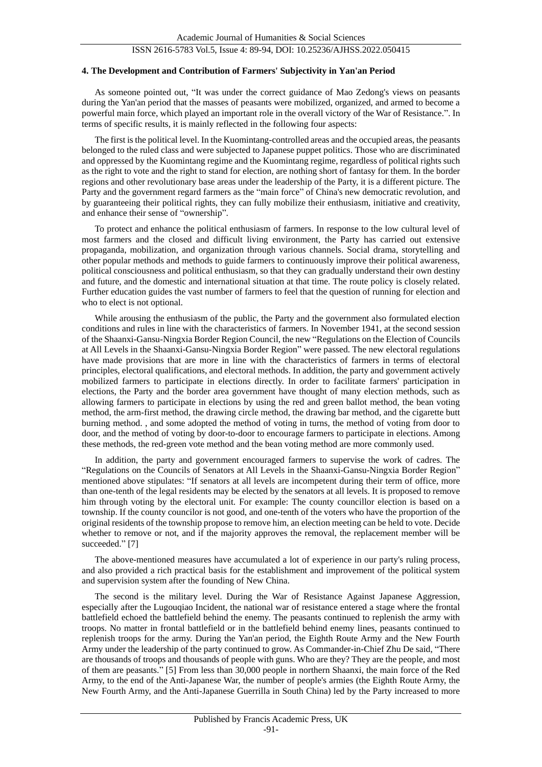#### 4. The Development and Contribution of Farmers' Subjectivity in Yan'an Period

As someone pointed out, "It was under the correct guidance of Mao Zedong's views on peasants during the Yan'an period that the masses of peasants were mobilized, organized, and armed to become a powerful main force, which played an important role in the overall victory of the War of Resistance.". In terms of specific results, it is mainly reflected in the following four aspects:

The first is the political level. In the Kuomintang-controlled areas and the occupied areas, the peasants belonged to the ruled class and were subjected to Japanese puppet politics. Those who are discriminated and oppressed by the Kuomintang regime and the Kuomintang regime, regardless of political rights such as the right to vote and the right to stand for election, are nothing short of fantasy for them. In the border regions and other revolutionary base areas under the leadership of the Party, it is a different picture. The Party and the government regard farmers as the "main force" of China's new democratic revolution, and by guaranteeing their political rights, they can fully mobilize their enthusiasm, initiative and creativity, and enhance their sense of "ownership".

To protect and enhance the political enthusiasm of farmers. In response to the low cultural level of most farmers and the closed and difficult living environment, the Party has carried out extensive propaganda, mobilization, and organization through various channels. Social drama, storytelling and other popular methods and methods to guide farmers to continuously improve their political awareness, political consciousness and political enthusiasm, so that they can gradually understand their own destiny and future, and the domestic and international situation at that time. The route policy is closely related. Further education guides the vast number of farmers to feel that the question of running for election and who to elect is not optional.

While arousing the enthusiasm of the public, the Party and the government also formulated election conditions and rules in line with the characteristics of farmers. In November 1941, at the second session of the Shaanxi-Gansu-Ningxia Border Region Council, the new "Regulations on the Election of Councils at All Levels in the Shaanxi-Gansu-Ningxia Border Region" were passed. The new electoral regulations have made provisions that are more in line with the characteristics of farmers in terms of electoral principles, electoral qualifications, and electoral methods. In addition, the party and government actively mobilized farmers to participate in elections directly. In order to facilitate farmers' participation in elections, the Party and the border area government have thought of many election methods, such as allowing farmers to participate in elections by using the red and green ballot method, the bean voting method, the arm-first method, the drawing circle method, the drawing bar method, and the cigarette butt burning method. , and some adopted the method of voting in turns, the method of voting from door to door, and the method of voting by door-to-door to encourage farmers to participate in elections. Among these methods, the red-green vote method and the bean voting method are more commonly used.

In addition, the party and government encouraged farmers to supervise the work of cadres. The "Regulations on the Councils of Senators at All Levels in the Shaanxi-Gansu-Ningxia Border Region" mentioned above stipulates: "If senators at all levels are incompetent during their term of office, more than one-tenth of the legal residents may be elected by the senators at all levels. It is proposed to remove him through voting by the electoral unit. For example: The county councillor election is based on a township. If the county councilor is not good, and one-tenth of the voters who have the proportion of the original residents of the township propose to remove him, an election meeting can be held to vote. Decide whether to remove or not, and if the majority approves the removal, the replacement member will be succeeded." [7]

The above-mentioned measures have accumulated a lot of experience in our party's ruling process, and also provided a rich practical basis for the establishment and improvement of the political system and supervision system after the founding of New China.

The second is the military level. During the War of Resistance Against Japanese Aggression, especially after the Lugouqiao Incident, the national war of resistance entered a stage where the frontal battlefield echoed the battlefield behind the enemy. The peasants continued to replenish the army with troops. No matter in frontal battlefield or in the battlefield behind enemy lines, peasants continued to replenish troops for the army. During the Yan'an period, the Eighth Route Army and the New Fourth Army under the leadership of the party continued to grow. As Commander-in-Chief Zhu De said, "There are thousands of troops and thousands of people with guns. Who are they? They are the people, and most of them are peasants." [5] From less than 30,000 people in northern Shaanxi, the main force of the Red Army, to the end of the Anti-Japanese War, the number of people's armies (the Eighth Route Army, the New Fourth Army, and the Anti-Japanese Guerrilla in South China) led by the Party increased to more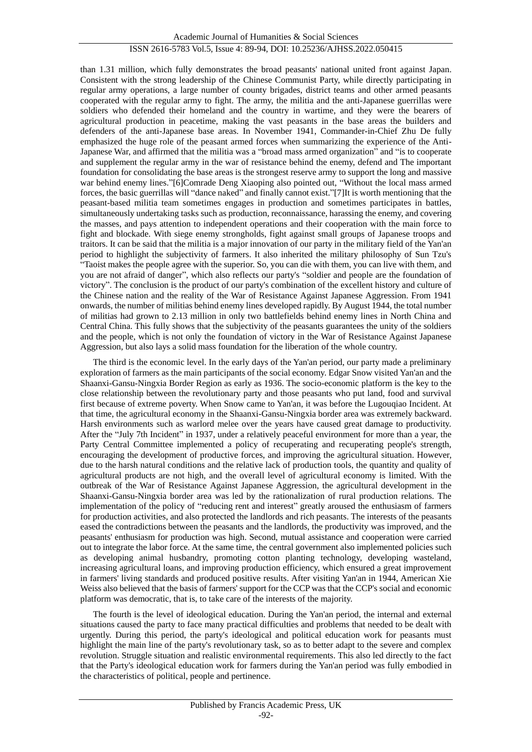than 1.31 million, which fully demonstrates the broad peasants' national united front against Japan. Consistent with the strong leadership of the Chinese Communist Party, while directly participating in regular army operations, a large number of county brigades, district teams and other armed peasants cooperated with the regular army to fight. The army, the militia and the anti-Japanese guerrillas were soldiers who defended their homeland and the country in wartime, and they were the bearers of agricultural production in peacetime, making the vast peasants in the base areas the builders and defenders of the anti-Japanese base areas. In November 1941, Commander-in-Chief Zhu De fully emphasized the huge role of the peasant armed forces when summarizing the experience of the Anti-Japanese War, and affirmed that the militia was a "broad mass armed organization" and "is to cooperate and supplement the regular army in the war of resistance behind the enemy, defend and The important foundation for consolidating the base areas is the strongest reserve army to support the long and massive war behind enemy lines."[6]Comrade Deng Xiaoping also pointed out, "Without the local mass armed forces, the basic guerrillas will "dance naked" and finally cannot exist."[7]It is worth mentioning that the peasant-based militia team sometimes engages in production and sometimes participates in battles, simultaneously undertaking tasks such as production, reconnaissance, harassing the enemy, and covering the masses, and pays attention to independent operations and their cooperation with the main force to fight and blockade. With siege enemy strongholds, fight against small groups of Japanese troops and traitors. It can be said that the militia is a major innovation of our party in the military field of the Yan'an period to highlight the subjectivity of farmers. It also inherited the military philosophy of Sun Tzu's "Taoist makes the people agree with the superior. So, you can die with them, you can live with them, and you are not afraid of danger", which also reflects our party's "soldier and people are the foundation of victory". The conclusion is the product of our party's combination of the excellent history and culture of the Chinese nation and the reality of the War of Resistance Against Japanese Aggression. From 1941 onwards, the number of militias behind enemy lines developed rapidly. By August 1944, the total number of militias had grown to 2.13 million in only two battlefields behind enemy lines in North China and Central China. This fully shows that the subjectivity of the peasants guarantees the unity of the soldiers and the people, which is not only the foundation of victory in the War of Resistance Against Japanese Aggression, but also lays a solid mass foundation for the liberation of the whole country.

The third is the economic level. In the early days of the Yan'an period, our party made a preliminary exploration of farmers as the main participants of the social economy. Edgar Snow visited Yan'an and the Shaanxi-Gansu-Ningxia Border Region as early as 1936. The socio-economic platform is the key to the close relationship between the revolutionary party and those peasants who put land, food and survival first because of extreme poverty. When Snow came to Yan'an, it was before the Lugouqiao Incident. At that time, the agricultural economy in the Shaanxi-Gansu-Ningxia border area was extremely backward. Harsh environments such as warlord melee over the years have caused great damage to productivity. After the "July 7th Incident" in 1937, under a relatively peaceful environment for more than a year, the Party Central Committee implemented a policy of recuperating and recuperating people's strength, encouraging the development of productive forces, and improving the agricultural situation. However, due to the harsh natural conditions and the relative lack of production tools, the quantity and quality of agricultural products are not high, and the overall level of agricultural economy is limited. With the outbreak of the War of Resistance Against Japanese Aggression, the agricultural development in the Shaanxi-Gansu-Ningxia border area was led by the rationalization of rural production relations. The implementation of the policy of "reducing rent and interest" greatly aroused the enthusiasm of farmers for production activities, and also protected the landlords and rich peasants. The interests of the peasants eased the contradictions between the peasants and the landlords, the productivity was improved, and the peasants' enthusiasm for production was high. Second, mutual assistance and cooperation were carried out to integrate the labor force. At the same time, the central government also implemented policies such as developing animal husbandry, promoting cotton planting technology, developing wasteland, increasing agricultural loans, and improving production efficiency, which ensured a great improvement in farmers' living standards and produced positive results. After visiting Yan'an in 1944, American Xie Weiss also believed that the basis of farmers' support for the CCP was that the CCP's social and economic platform was democratic, that is, to take care of the interests of the majority.

The fourth is the level of ideological education. During the Yan'an period, the internal and external situations caused the party to face many practical difficulties and problems that needed to be dealt with urgently. During this period, the party's ideological and political education work for peasants must highlight the main line of the party's revolutionary task, so as to better adapt to the severe and complex revolution. Struggle situation and realistic environmental requirements. This also led directly to the fact that the Party's ideological education work for farmers during the Yan'an period was fully embodied in the characteristics of political, people and pertinence.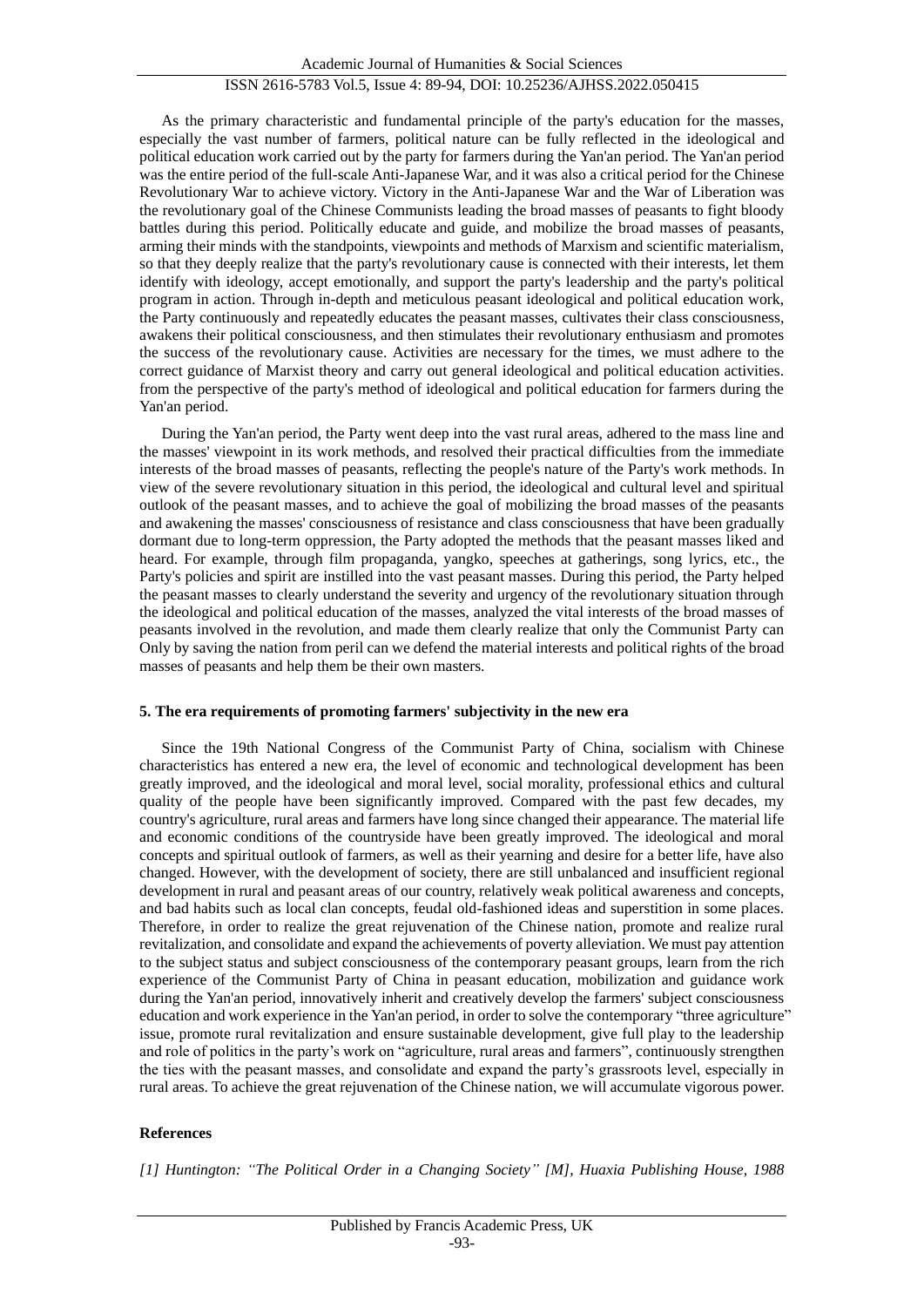As the primary characteristic and fundamental principle of the party's education for the masses, especially the vast number of farmers, political nature can be fully reflected in the ideological and political education work carried out by the party for farmers during the Yan'an period. The Yan'an period was the entire period of the full-scale Anti-Japanese War, and it was also a critical period for the Chinese Revolutionary War to achieve victory. Victory in the Anti-Japanese War and the War of Liberation was the revolutionary goal of the Chinese Communists leading the broad masses of peasants to fight bloody battles during this period. Politically educate and guide, and mobilize the broad masses of peasants, arming their minds with the standpoints, viewpoints and methods of Marxism and scientific materialism, so that they deeply realize that the party's revolutionary cause is connected with their interests, let them identify with ideology, accept emotionally, and support the party's leadership and the party's political program in action. Through in-depth and meticulous peasant ideological and political education work, the Party continuously and repeatedly educates the peasant masses, cultivates their class consciousness, awakens their political consciousness, and then stimulates their revolutionary enthusiasm and promotes the success of the revolutionary cause. Activities are necessary for the times, we must adhere to the correct guidance of Marxist theory and carry out general ideological and political education activities. from the perspective of the party's method of ideological and political education for farmers during the Yan'an period.

During the Yan'an period, the Party went deep into the vast rural areas, adhered to the mass line and the masses' viewpoint in its work methods, and resolved their practical difficulties from the immediate interests of the broad masses of peasants, reflecting the people's nature of the Party's work methods. In view of the severe revolutionary situation in this period, the ideological and cultural level and spiritual outlook of the peasant masses, and to achieve the goal of mobilizing the broad masses of the peasants and awakening the masses' consciousness of resistance and class consciousness that have been gradually dormant due to long-term oppression, the Party adopted the methods that the peasant masses liked and heard. For example, through film propaganda, yangko, speeches at gatherings, song lyrics, etc., the Party's policies and spirit are instilled into the vast peasant masses. During this period, the Party helped the peasant masses to clearly understand the severity and urgency of the revolutionary situation through the ideological and political education of the masses, analyzed the vital interests of the broad masses of peasants involved in the revolution, and made them clearly realize that only the Communist Party can Only by saving the nation from peril can we defend the material interests and political rights of the broad masses of peasants and help them be their own masters.

## 5. The era requirements of promoting farmers' subjectivity in the new era

Since the 19th National Congress of the Communist Party of China, socialism with Chinese characteristics has entered a new era, the level of economic and technological development has been greatly improved, and the ideological and moral level, social morality, professional ethics and cultural quality of the people have been significantly improved. Compared with the past few decades, my country's agriculture, rural areas and farmers have long since changed their appearance. The material life and economic conditions of the countryside have been greatly improved. The ideological and moral concepts and spiritual outlook of farmers, as well as their yearning and desire for a better life, have also changed. However, with the development of society, there are still unbalanced and insufficient regional development in rural and peasant areas of our country, relatively weak political awareness and concepts, and bad habits such as local clan concepts, feudal old-fashioned ideas and superstition in some places. Therefore, in order to realize the great rejuvenation of the Chinese nation, promote and realize rural revitalization, and consolidate and expand the achievements of poverty alleviation. We must pay attention to the subject status and subject consciousness of the contemporary peasant groups, learn from the rich experience of the Communist Party of China in peasant education, mobilization and guidance work during the Yan'an period, innovatively inherit and creatively develop the farmers' subject consciousness education and work experience in the Yan'an period, in order to solve the contemporary "three agriculture" issue, promote rural revitalization and ensure sustainable development, give full play to the leadership and role of politics in the party's work on "agriculture, rural areas and farmers", continuously strengthen the ties with the peasant masses, and consolidate and expand the party's grassroots level, especially in rural areas. To achieve the great rejuvenation of the Chinese nation, we will accumulate vigorous power.

## References

*[1] Huntington: "The Political Order in a Changing Society" [M], Huaxia Publishing House, 1988*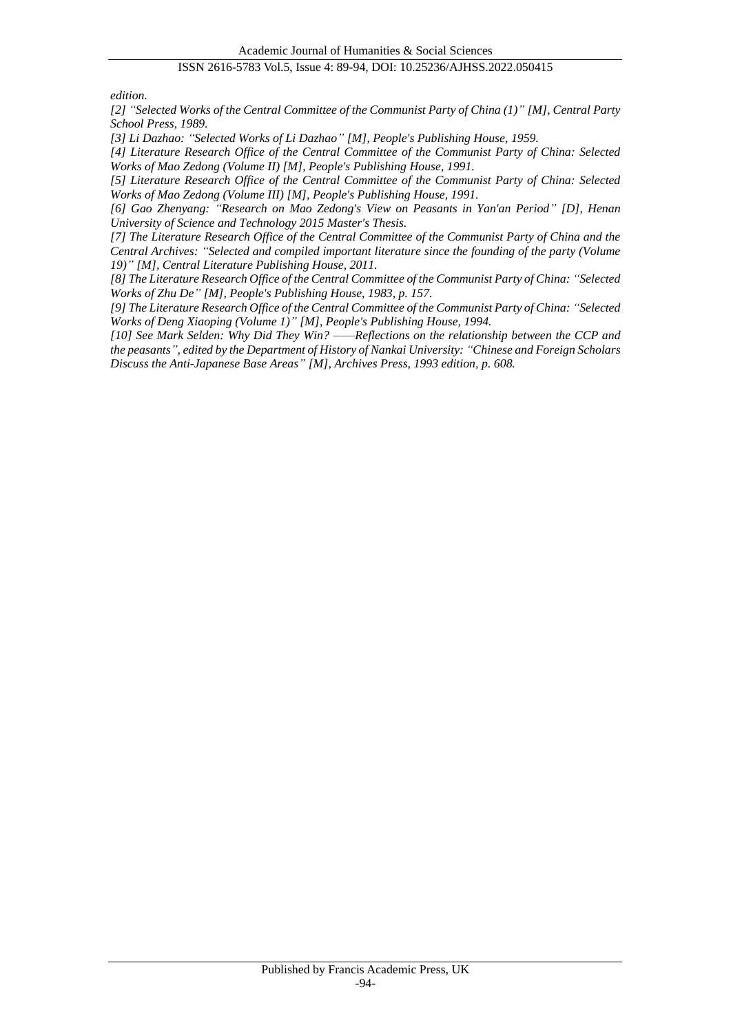*edition.*

*[2] "Selected Works of the Central Committee of the Communist Party of China (1)" [M], Central Party School Press, 1989.*

*[3] Li Dazhao: "Selected Works of Li Dazhao" [M], People's Publishing House, 1959.*

*[4] Literature Research Office of the Central Committee of the Communist Party of China: Selected Works of Mao Zedong (Volume II) [M], People's Publishing House, 1991.*

*[5] Literature Research Office of the Central Committee of the Communist Party of China: Selected Works of Mao Zedong (Volume III) [M], People's Publishing House, 1991.*

*[6] Gao Zhenyang: "Research on Mao Zedong's View on Peasants in Yan'an Period" [D], Henan University of Science and Technology 2015 Master's Thesis.*

*[7] The Literature Research Office of the Central Committee of the Communist Party of China and the Central Archives: "Selected and compiled important literature since the founding of the party (Volume 19)" [M], Central Literature Publishing House, 2011.*

*[8] The Literature Research Office of the Central Committee of the Communist Party of China: "Selected Works of Zhu De" [M], People's Publishing House, 1983, p. 157.*

*[9] The Literature Research Office of the Central Committee of the Communist Party of China: "Selected Works of Deng Xiaoping (Volume 1)" [M], People's Publishing House, 1994.*

*[10] See Mark Selden: Why Did They Win? ——Reflections on the relationship between the CCP and the peasants", edited by the Department of History of Nankai University: "Chinese and Foreign Scholars Discuss the Anti-Japanese Base Areas" [M], Archives Press, 1993 edition, p. 608.*